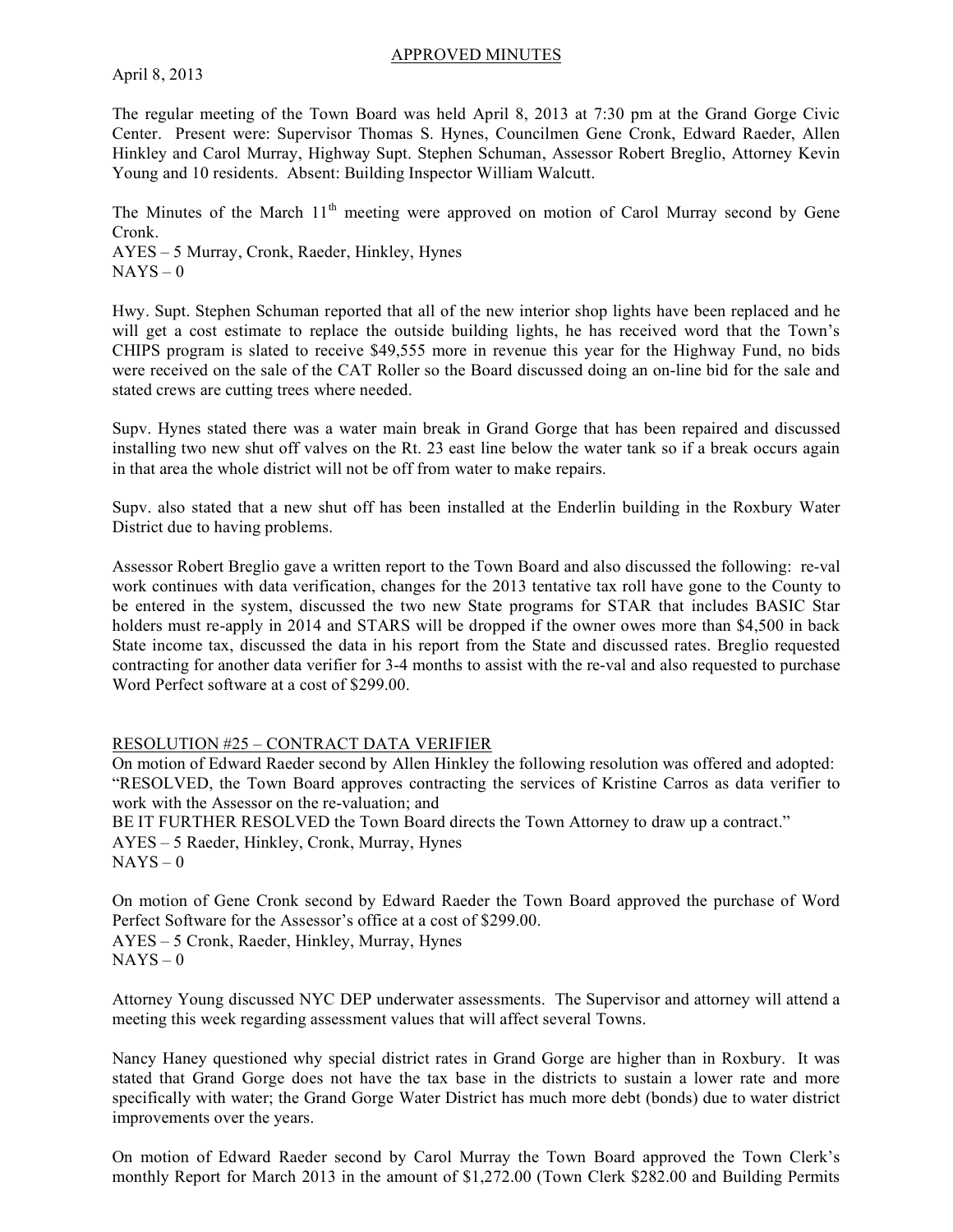APPROVED MINUTES

April 8, 2013

The regular meeting of the Town Board was held April 8, 2013 at 7:30 pm at the Grand Gorge Civic Center. Present were: Supervisor Thomas S. Hynes, Councilmen Gene Cronk, Edward Raeder, Allen Hinkley and Carol Murray, Highway Supt. Stephen Schuman, Assessor Robert Breglio, Attorney Kevin Young and 10 residents. Absent: Building Inspector William Walcutt.

The Minutes of the March 11th meeting were approved on motion of Carol Murray second by Gene Cronk.
AYES – 5 Murray, Cronk, Raeder, Hinkley, Hynes
NAYS – 0

Hwy. Supt. Stephen Schuman reported that all of the new interior shop lights have been replaced and he will get a cost estimate to replace the outside building lights, he has received word that the Town's CHIPS program is slated to receive $49,555 more in revenue this year for the Highway Fund, no bids were received on the sale of the CAT Roller so the Board discussed doing an on-line bid for the sale and stated crews are cutting trees where needed.

Supv. Hynes stated there was a water main break in Grand Gorge that has been repaired and discussed installing two new shut off valves on the Rt. 23 east line below the water tank so if a break occurs again in that area the whole district will not be off from water to make repairs.

Supv. also stated that a new shut off has been installed at the Enderlin building in the Roxbury Water District due to having problems.

Assessor Robert Breglio gave a written report to the Town Board and also discussed the following: re-val work continues with data verification, changes for the 2013 tentative tax roll have gone to the County to be entered in the system, discussed the two new State programs for STAR that includes BASIC Star holders must re-apply in 2014 and STARS will be dropped if the owner owes more than $4,500 in back State income tax, discussed the data in his report from the State and discussed rates. Breglio requested contracting for another data verifier for 3-4 months to assist with the re-val and also requested to purchase Word Perfect software at a cost of $299.00.

RESOLUTION #25 – CONTRACT DATA VERIFIER

On motion of Edward Raeder second by Allen Hinkley the following resolution was offered and adopted:
"RESOLVED, the Town Board approves contracting the services of Kristine Carros as data verifier to work with the Assessor on the re-valuation; and
BE IT FURTHER RESOLVED the Town Board directs the Town Attorney to draw up a contract."
AYES – 5 Raeder, Hinkley, Cronk, Murray, Hynes
NAYS – 0

On motion of Gene Cronk second by Edward Raeder the Town Board approved the purchase of Word Perfect Software for the Assessor's office at a cost of $299.00.
AYES – 5 Cronk, Raeder, Hinkley, Murray, Hynes
NAYS – 0

Attorney Young discussed NYC DEP underwater assessments. The Supervisor and attorney will attend a meeting this week regarding assessment values that will affect several Towns.

Nancy Haney questioned why special district rates in Grand Gorge are higher than in Roxbury. It was stated that Grand Gorge does not have the tax base in the districts to sustain a lower rate and more specifically with water; the Grand Gorge Water District has much more debt (bonds) due to water district improvements over the years.

On motion of Edward Raeder second by Carol Murray the Town Board approved the Town Clerk's monthly Report for March 2013 in the amount of $1,272.00 (Town Clerk $282.00 and Building Permits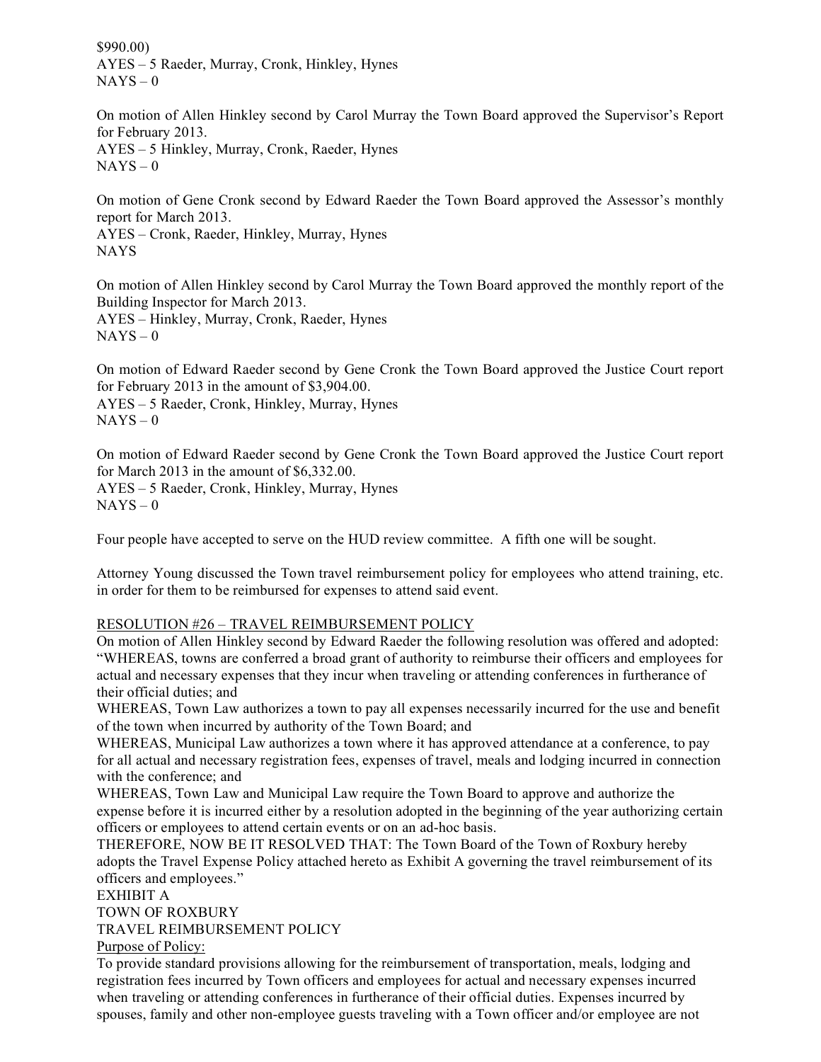$990.00)
AYES – 5 Raeder, Murray, Cronk, Hinkley, Hynes
NAYS – 0

On motion of Allen Hinkley second by Carol Murray the Town Board approved the Supervisor's Report for February 2013.
AYES – 5 Hinkley, Murray, Cronk, Raeder, Hynes
NAYS – 0

On motion of Gene Cronk second by Edward Raeder the Town Board approved the Assessor's monthly report for March 2013.
AYES – Cronk, Raeder, Hinkley, Murray, Hynes
NAYS

On motion of Allen Hinkley second by Carol Murray the Town Board approved the monthly report of the Building Inspector for March 2013.
AYES – Hinkley, Murray, Cronk, Raeder, Hynes
NAYS – 0

On motion of Edward Raeder second by Gene Cronk the Town Board approved the Justice Court report for February 2013 in the amount of $3,904.00.
AYES – 5 Raeder, Cronk, Hinkley, Murray, Hynes
NAYS – 0

On motion of Edward Raeder second by Gene Cronk the Town Board approved the Justice Court report for March 2013 in the amount of $6,332.00.
AYES – 5 Raeder, Cronk, Hinkley, Murray, Hynes
NAYS – 0

Four people have accepted to serve on the HUD review committee. A fifth one will be sought.

Attorney Young discussed the Town travel reimbursement policy for employees who attend training, etc. in order for them to be reimbursed for expenses to attend said event.

RESOLUTION #26 – TRAVEL REIMBURSEMENT POLICY

On motion of Allen Hinkley second by Edward Raeder the following resolution was offered and adopted:
"WHEREAS, towns are conferred a broad grant of authority to reimburse their officers and employees for actual and necessary expenses that they incur when traveling or attending conferences in furtherance of their official duties; and
WHEREAS, Town Law authorizes a town to pay all expenses necessarily incurred for the use and benefit of the town when incurred by authority of the Town Board; and
WHEREAS, Municipal Law authorizes a town where it has approved attendance at a conference, to pay for all actual and necessary registration fees, expenses of travel, meals and lodging incurred in connection with the conference; and
WHEREAS, Town Law and Municipal Law require the Town Board to approve and authorize the expense before it is incurred either by a resolution adopted in the beginning of the year authorizing certain officers or employees to attend certain events or on an ad-hoc basis.
THEREFORE, NOW BE IT RESOLVED THAT: The Town Board of the Town of Roxbury hereby adopts the Travel Expense Policy attached hereto as Exhibit A governing the travel reimbursement of its officers and employees."

EXHIBIT A
TOWN OF ROXBURY
TRAVEL REIMBURSEMENT POLICY

Purpose of Policy:

To provide standard provisions allowing for the reimbursement of transportation, meals, lodging and registration fees incurred by Town officers and employees for actual and necessary expenses incurred when traveling or attending conferences in furtherance of their official duties. Expenses incurred by spouses, family and other non-employee guests traveling with a Town officer and/or employee are not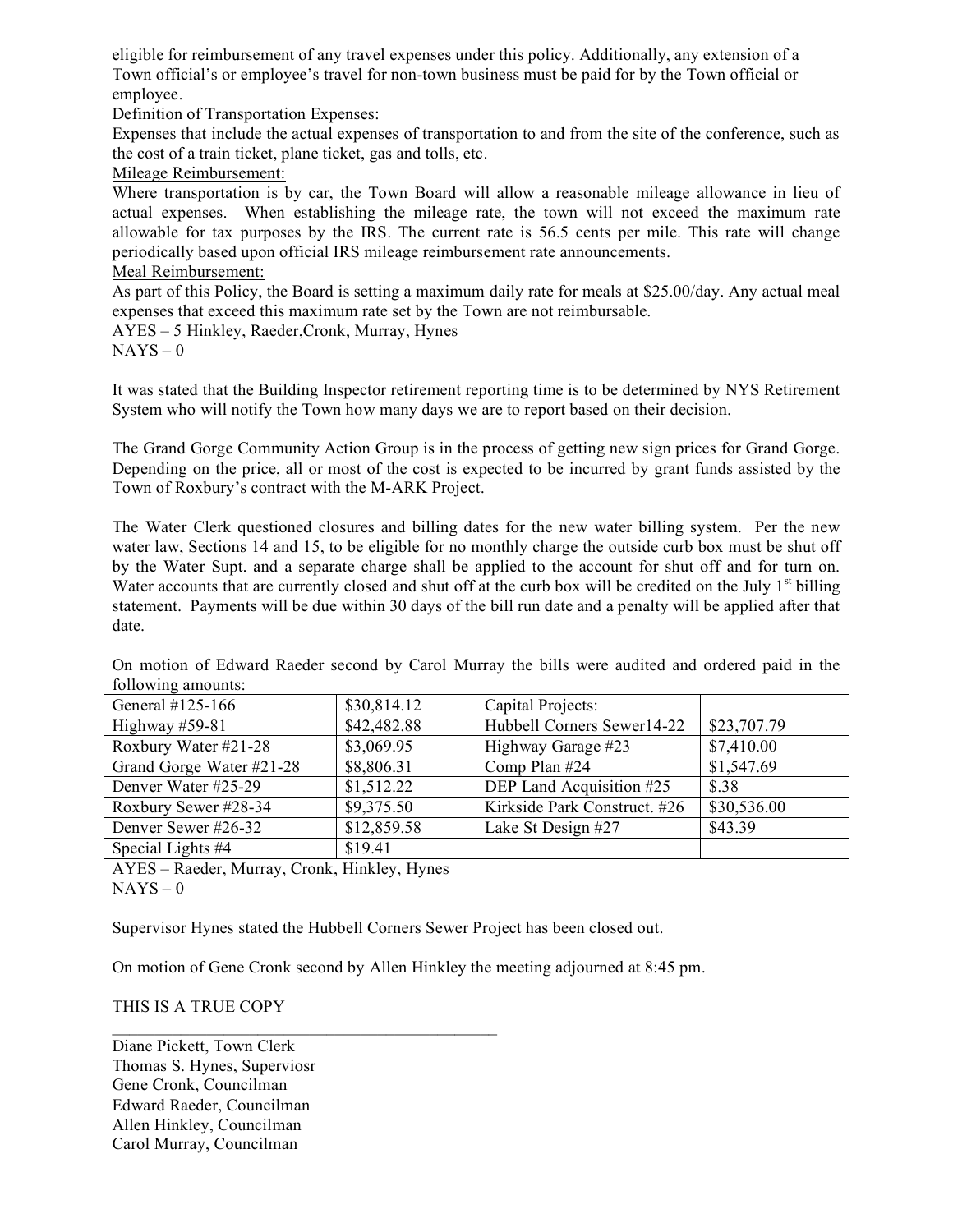eligible for reimbursement of any travel expenses under this policy. Additionally, any extension of a Town official's or employee's travel for non-town business must be paid for by the Town official or employee.

Definition of Transportation Expenses:

Expenses that include the actual expenses of transportation to and from the site of the conference, such as the cost of a train ticket, plane ticket, gas and tolls, etc.

Mileage Reimbursement:

Where transportation is by car, the Town Board will allow a reasonable mileage allowance in lieu of actual expenses. When establishing the mileage rate, the town will not exceed the maximum rate allowable for tax purposes by the IRS. The current rate is 56.5 cents per mile. This rate will change periodically based upon official IRS mileage reimbursement rate announcements.

Meal Reimbursement:

As part of this Policy, the Board is setting a maximum daily rate for meals at $25.00/day. Any actual meal expenses that exceed this maximum rate set by the Town are not reimbursable.

AYES – 5 Hinkley, Raeder,Cronk, Murray, Hynes
NAYS – 0

It was stated that the Building Inspector retirement reporting time is to be determined by NYS Retirement System who will notify the Town how many days we are to report based on their decision.

The Grand Gorge Community Action Group is in the process of getting new sign prices for Grand Gorge. Depending on the price, all or most of the cost is expected to be incurred by grant funds assisted by the Town of Roxbury's contract with the M-ARK Project.

The Water Clerk questioned closures and billing dates for the new water billing system. Per the new water law, Sections 14 and 15, to be eligible for no monthly charge the outside curb box must be shut off by the Water Supt. and a separate charge shall be applied to the account for shut off and for turn on. Water accounts that are currently closed and shut off at the curb box will be credited on the July 1st billing statement. Payments will be due within 30 days of the bill run date and a penalty will be applied after that date.

On motion of Edward Raeder second by Carol Murray the bills were audited and ordered paid in the following amounts:

| | | | |
|---|---|---|---|
| General #125-166 | $30,814.12 | Capital Projects: | |
| Highway #59-81 | $42,482.88 | Hubbell Corners Sewer14-22 | $23,707.79 |
| Roxbury Water #21-28 | $3,069.95 | Highway Garage #23 | $7,410.00 |
| Grand Gorge Water #21-28 | $8,806.31 | Comp Plan #24 | $1,547.69 |
| Denver Water #25-29 | $1,512.22 | DEP Land Acquisition #25 | $.38 |
| Roxbury Sewer #28-34 | $9,375.50 | Kirkside Park Construct. #26 | $30,536.00 |
| Denver Sewer #26-32 | $12,859.58 | Lake St Design #27 | $43.39 |
| Special Lights #4 | $19.41 | | |

AYES – Raeder, Murray, Cronk, Hinkley, Hynes
NAYS – 0

Supervisor Hynes stated the Hubbell Corners Sewer Project has been closed out.

On motion of Gene Cronk second by Allen Hinkley the meeting adjourned at 8:45 pm.

THIS IS A TRUE COPY

\_\_\_\_\_\_\_\_\_\_\_\_\_\_\_\_\_\_\_\_\_\_\_\_\_\_\_\_\_\_\_\_\_\_\_\_\_\_\_\_\_\_\_\_

Diane Pickett, Town Clerk
Thomas S. Hynes, Superviosr
Gene Cronk, Councilman
Edward Raeder, Councilman
Allen Hinkley, Councilman
Carol Murray, Councilman